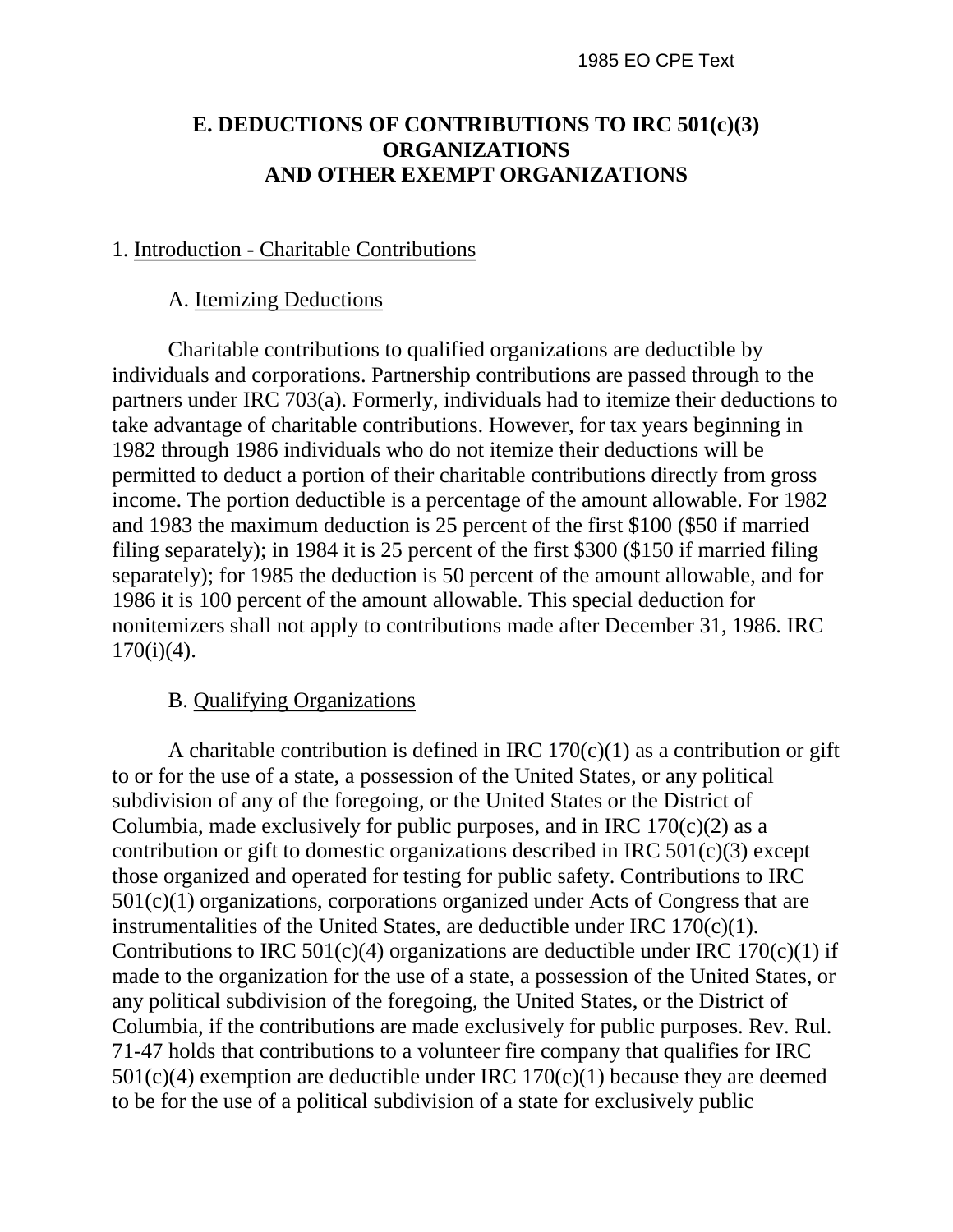# E. DEDUCTIONS OF CONTRIBUTIONS TO IRC 501(c)(3) ORGANIZATIONS AND OTHER EXEMPT ORGANIZATIONS

## 1. Introduction - Charitable Contributions

### A. Itemizing Deductions

Charitable contributions to qualified organizations are deductible by individuals and corporations. Partnership contributions are passed through to the partners under IRC 703(a). Formerly, individuals had to itemize their deductions to take advantage of charitable contributions. However, for tax years beginning in 1982 through 1986 individuals who do not itemize their deductions will be permitted to deduct a portion of their charitable contributions directly from gross income. The portion deductible is a percentage of the amount allowable. For 1982 and 1983 the maximum deduction is 25 percent of the first $100 ($50 if married filing separately); in 1984 it is 25 percent of the first $300 ($150 if married filing separately); for 1985 the deduction is 50 percent of the amount allowable, and for 1986 it is 100 percent of the amount allowable. This special deduction for nonitemizers shall not apply to contributions made after December 31, 1986. IRC 170(i)(4).

### B. Qualifying Organizations

A charitable contribution is defined in IRC 170(c)(1) as a contribution or gift to or for the use of a state, a possession of the United States, or any political subdivision of any of the foregoing, or the United States or the District of Columbia, made exclusively for public purposes, and in IRC 170(c)(2) as a contribution or gift to domestic organizations described in IRC 501(c)(3) except those organized and operated for testing for public safety. Contributions to IRC 501(c)(1) organizations, corporations organized under Acts of Congress that are instrumentalities of the United States, are deductible under IRC 170(c)(1). Contributions to IRC 501(c)(4) organizations are deductible under IRC 170(c)(1) if made to the organization for the use of a state, a possession of the United States, or any political subdivision of the foregoing, the United States, or the District of Columbia, if the contributions are made exclusively for public purposes. Rev. Rul. 71-47 holds that contributions to a volunteer fire company that qualifies for IRC 501(c)(4) exemption are deductible under IRC 170(c)(1) because they are deemed to be for the use of a political subdivision of a state for exclusively public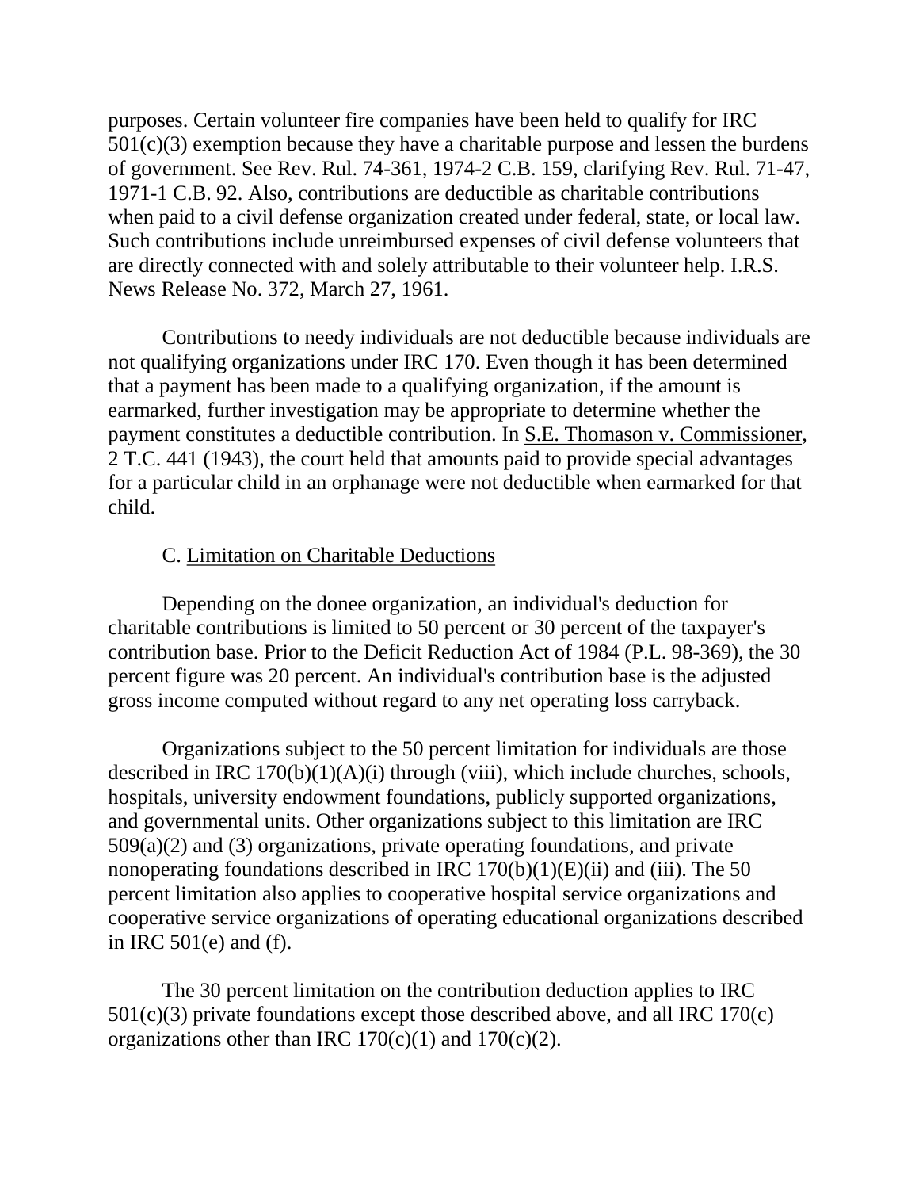purposes. Certain volunteer fire companies have been held to qualify for IRC 501(c)(3) exemption because they have a charitable purpose and lessen the burdens of government. See Rev. Rul. 74-361, 1974-2 C.B. 159, clarifying Rev. Rul. 71-47, 1971-1 C.B. 92. Also, contributions are deductible as charitable contributions when paid to a civil defense organization created under federal, state, or local law. Such contributions include unreimbursed expenses of civil defense volunteers that are directly connected with and solely attributable to their volunteer help. I.R.S. News Release No. 372, March 27, 1961.

Contributions to needy individuals are not deductible because individuals are not qualifying organizations under IRC 170. Even though it has been determined that a payment has been made to a qualifying organization, if the amount is earmarked, further investigation may be appropriate to determine whether the payment constitutes a deductible contribution. In S.E. Thomason v. Commissioner, 2 T.C. 441 (1943), the court held that amounts paid to provide special advantages for a particular child in an orphanage were not deductible when earmarked for that child.

### C. Limitation on Charitable Deductions

Depending on the donee organization, an individual's deduction for charitable contributions is limited to 50 percent or 30 percent of the taxpayer's contribution base. Prior to the Deficit Reduction Act of 1984 (P.L. 98-369), the 30 percent figure was 20 percent. An individual's contribution base is the adjusted gross income computed without regard to any net operating loss carryback.

Organizations subject to the 50 percent limitation for individuals are those described in IRC 170(b)(1)(A)(i) through (viii), which include churches, schools, hospitals, university endowment foundations, publicly supported organizations, and governmental units. Other organizations subject to this limitation are IRC 509(a)(2) and (3) organizations, private operating foundations, and private nonoperating foundations described in IRC 170(b)(1)(E)(ii) and (iii). The 50 percent limitation also applies to cooperative hospital service organizations and cooperative service organizations of operating educational organizations described in IRC 501(e) and (f).

The 30 percent limitation on the contribution deduction applies to IRC 501(c)(3) private foundations except those described above, and all IRC 170(c) organizations other than IRC 170(c)(1) and 170(c)(2).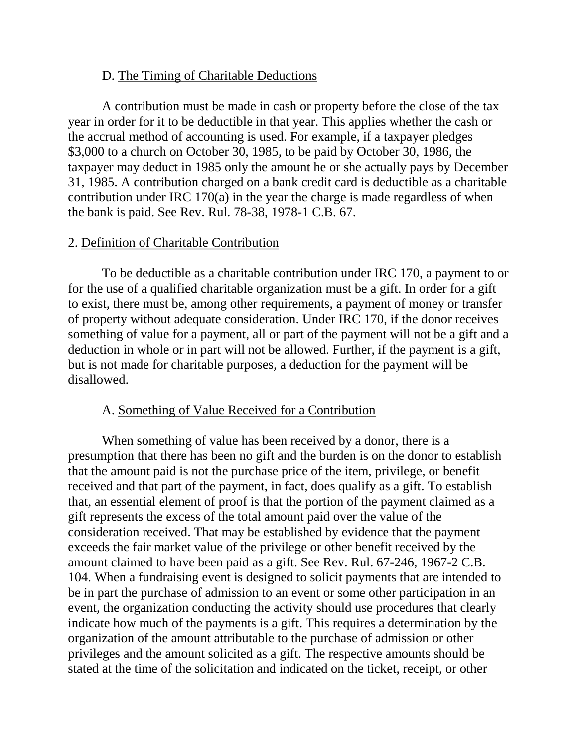### D. The Timing of Charitable Deductions

A contribution must be made in cash or property before the close of the tax year in order for it to be deductible in that year. This applies whether the cash or the accrual method of accounting is used. For example, if a taxpayer pledges $3,000 to a church on October 30, 1985, to be paid by October 30, 1986, the taxpayer may deduct in 1985 only the amount he or she actually pays by December 31, 1985. A contribution charged on a bank credit card is deductible as a charitable contribution under IRC 170(a) in the year the charge is made regardless of when the bank is paid. See Rev. Rul. 78-38, 1978-1 C.B. 67.

## 2. Definition of Charitable Contribution

To be deductible as a charitable contribution under IRC 170, a payment to or for the use of a qualified charitable organization must be a gift. In order for a gift to exist, there must be, among other requirements, a payment of money or transfer of property without adequate consideration. Under IRC 170, if the donor receives something of value for a payment, all or part of the payment will not be a gift and a deduction in whole or in part will not be allowed. Further, if the payment is a gift, but is not made for charitable purposes, a deduction for the payment will be disallowed.

### A. Something of Value Received for a Contribution

When something of value has been received by a donor, there is a presumption that there has been no gift and the burden is on the donor to establish that the amount paid is not the purchase price of the item, privilege, or benefit received and that part of the payment, in fact, does qualify as a gift. To establish that, an essential element of proof is that the portion of the payment claimed as a gift represents the excess of the total amount paid over the value of the consideration received. That may be established by evidence that the payment exceeds the fair market value of the privilege or other benefit received by the amount claimed to have been paid as a gift. See Rev. Rul. 67-246, 1967-2 C.B. 104. When a fundraising event is designed to solicit payments that are intended to be in part the purchase of admission to an event or some other participation in an event, the organization conducting the activity should use procedures that clearly indicate how much of the payments is a gift. This requires a determination by the organization of the amount attributable to the purchase of admission or other privileges and the amount solicited as a gift. The respective amounts should be stated at the time of the solicitation and indicated on the ticket, receipt, or other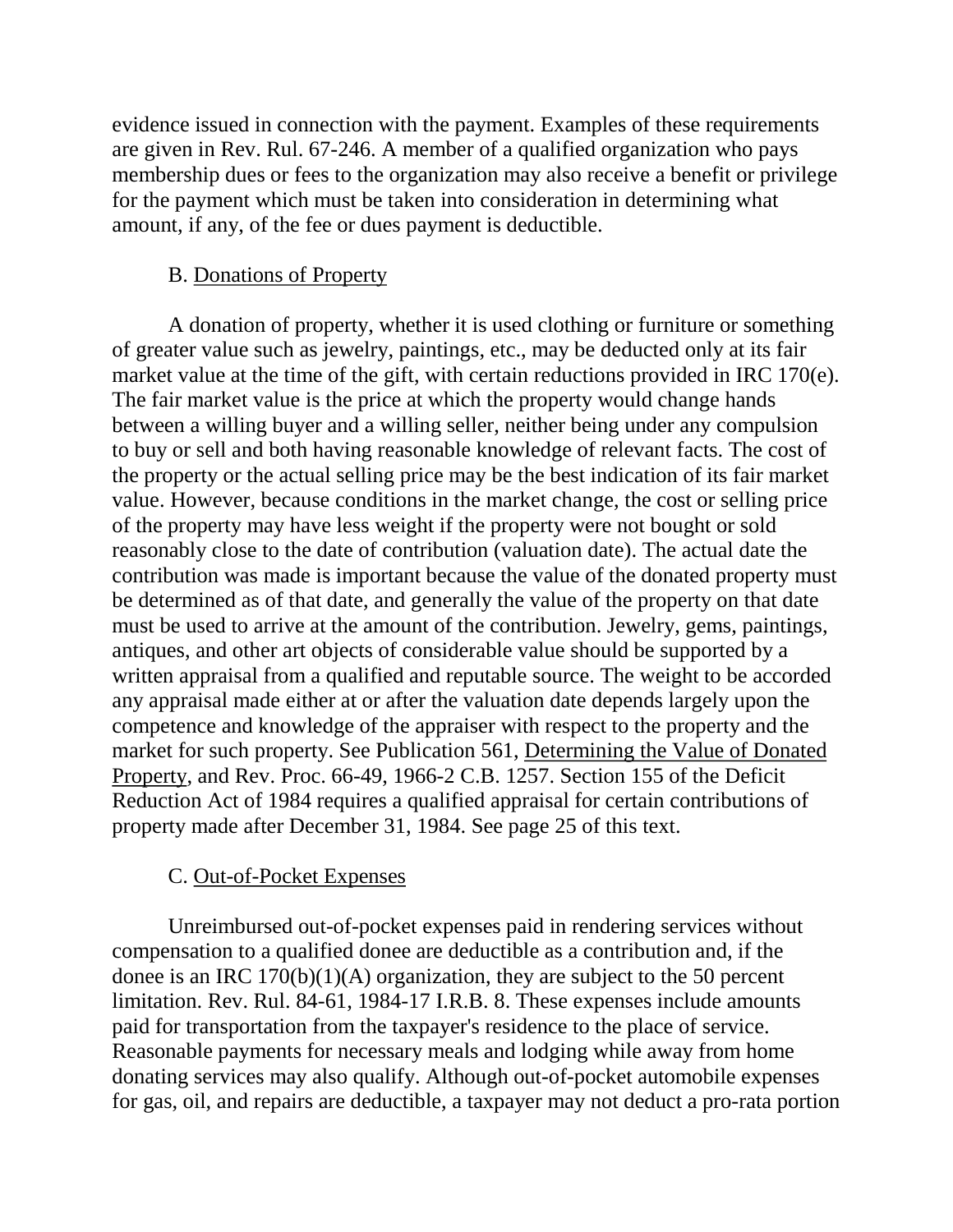evidence issued in connection with the payment. Examples of these requirements are given in Rev. Rul. 67-246. A member of a qualified organization who pays membership dues or fees to the organization may also receive a benefit or privilege for the payment which must be taken into consideration in determining what amount, if any, of the fee or dues payment is deductible.

### B. Donations of Property

A donation of property, whether it is used clothing or furniture or something of greater value such as jewelry, paintings, etc., may be deducted only at its fair market value at the time of the gift, with certain reductions provided in IRC 170(e). The fair market value is the price at which the property would change hands between a willing buyer and a willing seller, neither being under any compulsion to buy or sell and both having reasonable knowledge of relevant facts. The cost of the property or the actual selling price may be the best indication of its fair market value. However, because conditions in the market change, the cost or selling price of the property may have less weight if the property were not bought or sold reasonably close to the date of contribution (valuation date). The actual date the contribution was made is important because the value of the donated property must be determined as of that date, and generally the value of the property on that date must be used to arrive at the amount of the contribution. Jewelry, gems, paintings, antiques, and other art objects of considerable value should be supported by a written appraisal from a qualified and reputable source. The weight to be accorded any appraisal made either at or after the valuation date depends largely upon the competence and knowledge of the appraiser with respect to the property and the market for such property. See Publication 561, Determining the Value of Donated Property, and Rev. Proc. 66-49, 1966-2 C.B. 1257. Section 155 of the Deficit Reduction Act of 1984 requires a qualified appraisal for certain contributions of property made after December 31, 1984. See page 25 of this text.

### C. Out-of-Pocket Expenses

Unreimbursed out-of-pocket expenses paid in rendering services without compensation to a qualified donee are deductible as a contribution and, if the donee is an IRC 170(b)(1)(A) organization, they are subject to the 50 percent limitation. Rev. Rul. 84-61, 1984-17 I.R.B. 8. These expenses include amounts paid for transportation from the taxpayer's residence to the place of service. Reasonable payments for necessary meals and lodging while away from home donating services may also qualify. Although out-of-pocket automobile expenses for gas, oil, and repairs are deductible, a taxpayer may not deduct a pro-rata portion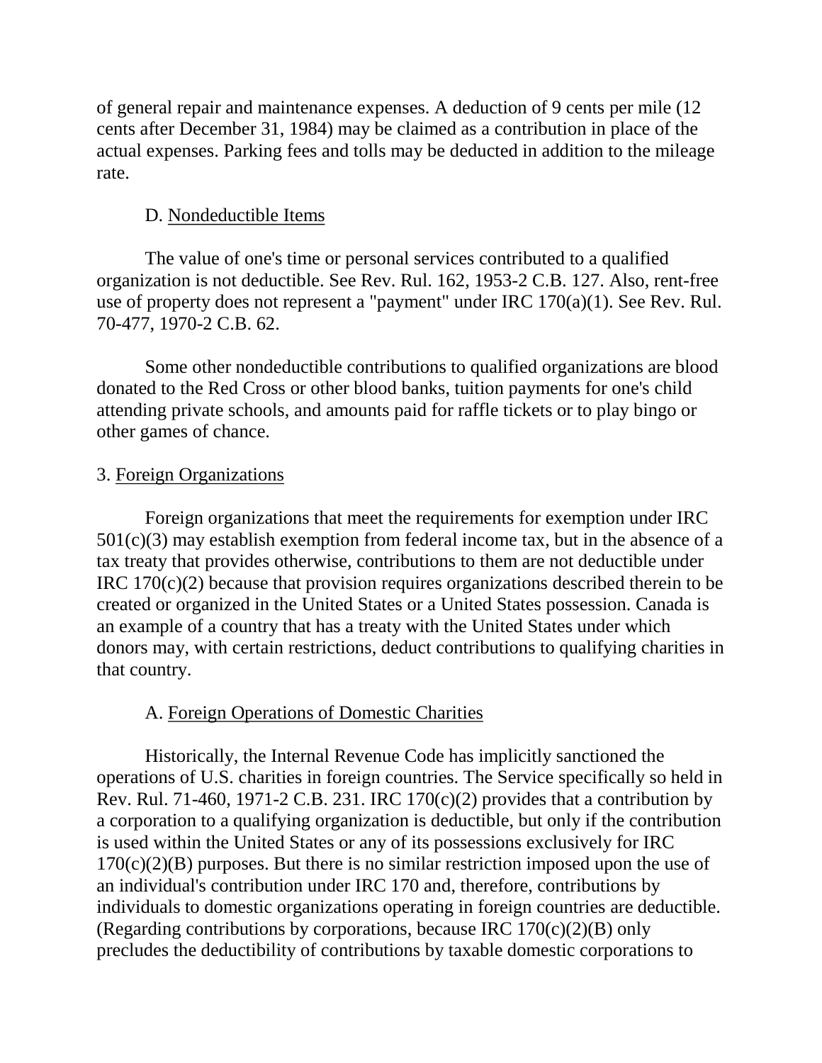of general repair and maintenance expenses. A deduction of 9 cents per mile (12 cents after December 31, 1984) may be claimed as a contribution in place of the actual expenses. Parking fees and tolls may be deducted in addition to the mileage rate.

### D. Nondeductible Items

The value of one's time or personal services contributed to a qualified organization is not deductible. See Rev. Rul. 162, 1953-2 C.B. 127. Also, rent-free use of property does not represent a "payment" under IRC 170(a)(1). See Rev. Rul. 70-477, 1970-2 C.B. 62.

Some other nondeductible contributions to qualified organizations are blood donated to the Red Cross or other blood banks, tuition payments for one's child attending private schools, and amounts paid for raffle tickets or to play bingo or other games of chance.

## 3. Foreign Organizations

Foreign organizations that meet the requirements for exemption under IRC 501(c)(3) may establish exemption from federal income tax, but in the absence of a tax treaty that provides otherwise, contributions to them are not deductible under IRC 170(c)(2) because that provision requires organizations described therein to be created or organized in the United States or a United States possession. Canada is an example of a country that has a treaty with the United States under which donors may, with certain restrictions, deduct contributions to qualifying charities in that country.

### A. Foreign Operations of Domestic Charities

Historically, the Internal Revenue Code has implicitly sanctioned the operations of U.S. charities in foreign countries. The Service specifically so held in Rev. Rul. 71-460, 1971-2 C.B. 231. IRC 170(c)(2) provides that a contribution by a corporation to a qualifying organization is deductible, but only if the contribution is used within the United States or any of its possessions exclusively for IRC 170(c)(2)(B) purposes. But there is no similar restriction imposed upon the use of an individual's contribution under IRC 170 and, therefore, contributions by individuals to domestic organizations operating in foreign countries are deductible. (Regarding contributions by corporations, because IRC 170(c)(2)(B) only precludes the deductibility of contributions by taxable domestic corporations to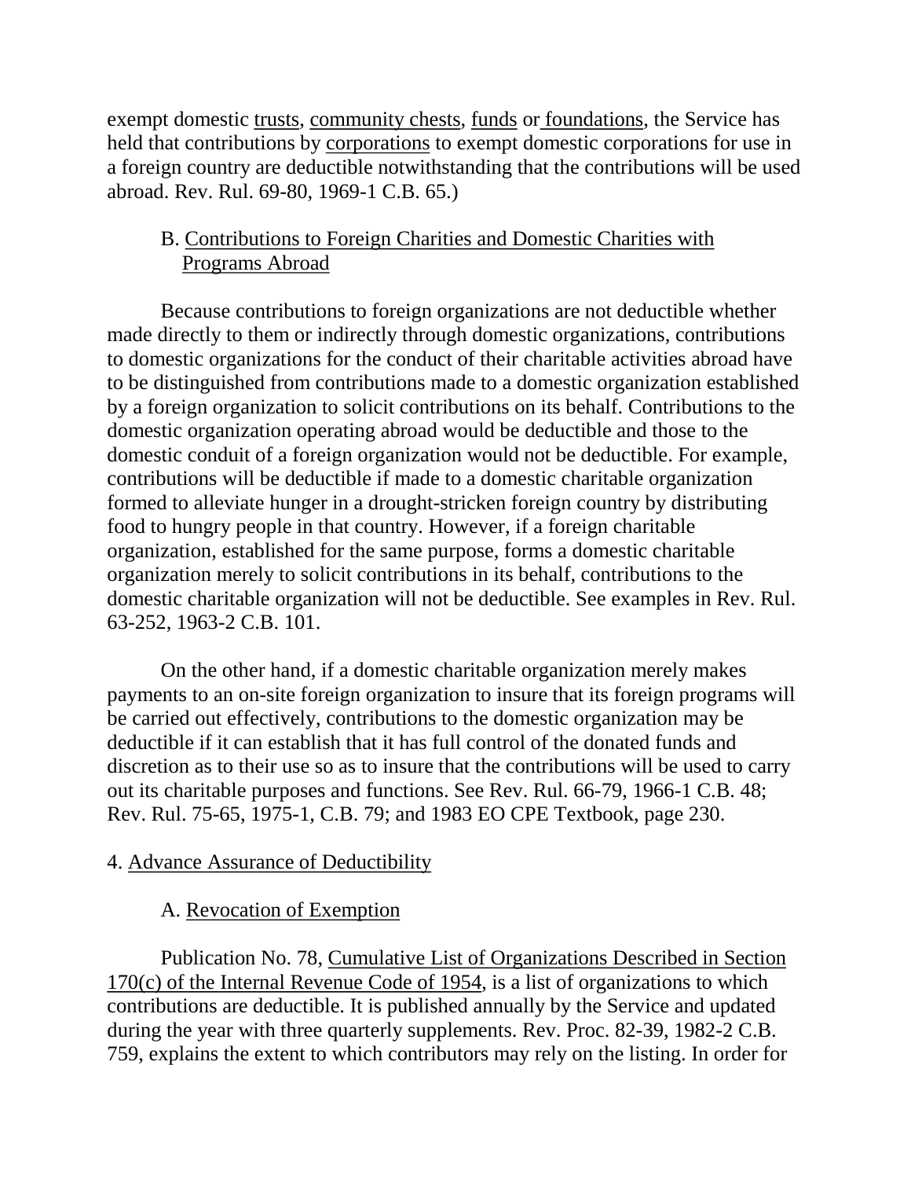exempt domestic trusts, community chests, funds or foundations, the Service has held that contributions by corporations to exempt domestic corporations for use in a foreign country are deductible notwithstanding that the contributions will be used abroad. Rev. Rul. 69-80, 1969-1 C.B. 65.)

### B. Contributions to Foreign Charities and Domestic Charities with Programs Abroad

Because contributions to foreign organizations are not deductible whether made directly to them or indirectly through domestic organizations, contributions to domestic organizations for the conduct of their charitable activities abroad have to be distinguished from contributions made to a domestic organization established by a foreign organization to solicit contributions on its behalf. Contributions to the domestic organization operating abroad would be deductible and those to the domestic conduit of a foreign organization would not be deductible. For example, contributions will be deductible if made to a domestic charitable organization formed to alleviate hunger in a drought-stricken foreign country by distributing food to hungry people in that country. However, if a foreign charitable organization, established for the same purpose, forms a domestic charitable organization merely to solicit contributions in its behalf, contributions to the domestic charitable organization will not be deductible. See examples in Rev. Rul. 63-252, 1963-2 C.B. 101.

On the other hand, if a domestic charitable organization merely makes payments to an on-site foreign organization to insure that its foreign programs will be carried out effectively, contributions to the domestic organization may be deductible if it can establish that it has full control of the donated funds and discretion as to their use so as to insure that the contributions will be used to carry out its charitable purposes and functions. See Rev. Rul. 66-79, 1966-1 C.B. 48; Rev. Rul. 75-65, 1975-1, C.B. 79; and 1983 EO CPE Textbook, page 230.

## 4. Advance Assurance of Deductibility

### A. Revocation of Exemption

Publication No. 78, Cumulative List of Organizations Described in Section 170(c) of the Internal Revenue Code of 1954, is a list of organizations to which contributions are deductible. It is published annually by the Service and updated during the year with three quarterly supplements. Rev. Proc. 82-39, 1982-2 C.B. 759, explains the extent to which contributors may rely on the listing. In order for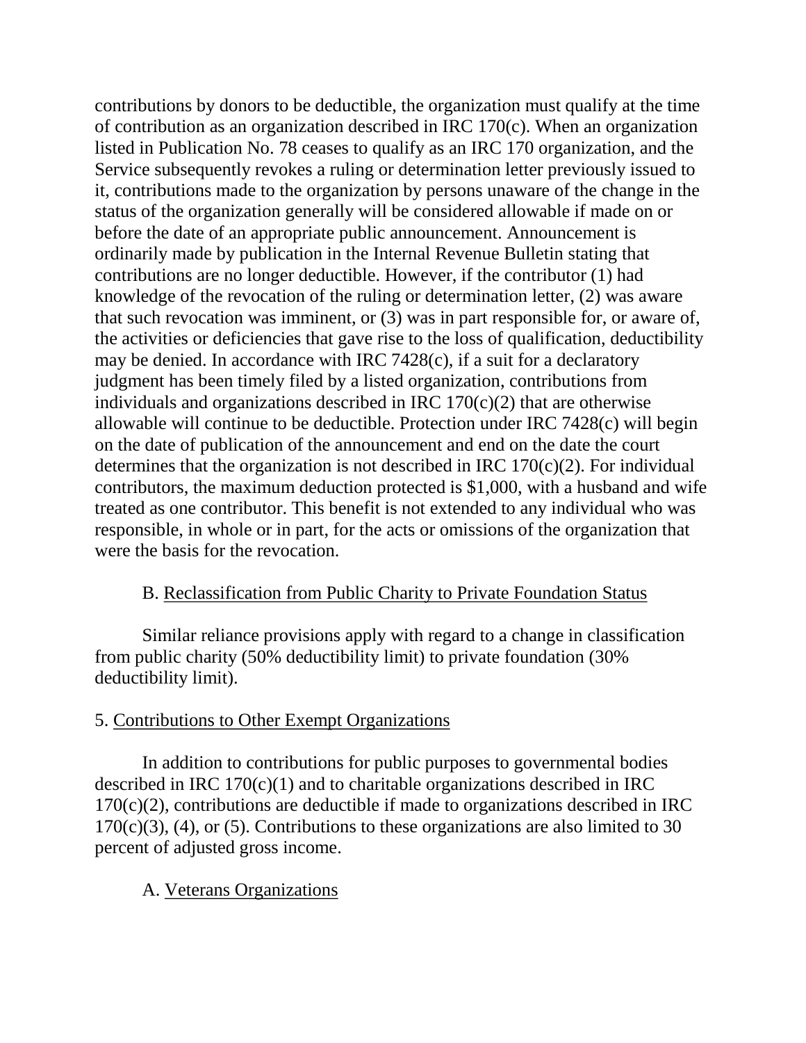contributions by donors to be deductible, the organization must qualify at the time of contribution as an organization described in IRC 170(c). When an organization listed in Publication No. 78 ceases to qualify as an IRC 170 organization, and the Service subsequently revokes a ruling or determination letter previously issued to it, contributions made to the organization by persons unaware of the change in the status of the organization generally will be considered allowable if made on or before the date of an appropriate public announcement. Announcement is ordinarily made by publication in the Internal Revenue Bulletin stating that contributions are no longer deductible. However, if the contributor (1) had knowledge of the revocation of the ruling or determination letter, (2) was aware that such revocation was imminent, or (3) was in part responsible for, or aware of, the activities or deficiencies that gave rise to the loss of qualification, deductibility may be denied. In accordance with IRC 7428(c), if a suit for a declaratory judgment has been timely filed by a listed organization, contributions from individuals and organizations described in IRC 170(c)(2) that are otherwise allowable will continue to be deductible. Protection under IRC 7428(c) will begin on the date of publication of the announcement and end on the date the court determines that the organization is not described in IRC 170(c)(2). For individual contributors, the maximum deduction protected is $1,000, with a husband and wife treated as one contributor. This benefit is not extended to any individual who was responsible, in whole or in part, for the acts or omissions of the organization that were the basis for the revocation.

### B. Reclassification from Public Charity to Private Foundation Status

Similar reliance provisions apply with regard to a change in classification from public charity (50% deductibility limit) to private foundation (30% deductibility limit).

## 5. Contributions to Other Exempt Organizations

In addition to contributions for public purposes to governmental bodies described in IRC 170(c)(1) and to charitable organizations described in IRC 170(c)(2), contributions are deductible if made to organizations described in IRC 170(c)(3), (4), or (5). Contributions to these organizations are also limited to 30 percent of adjusted gross income.

### A. Veterans Organizations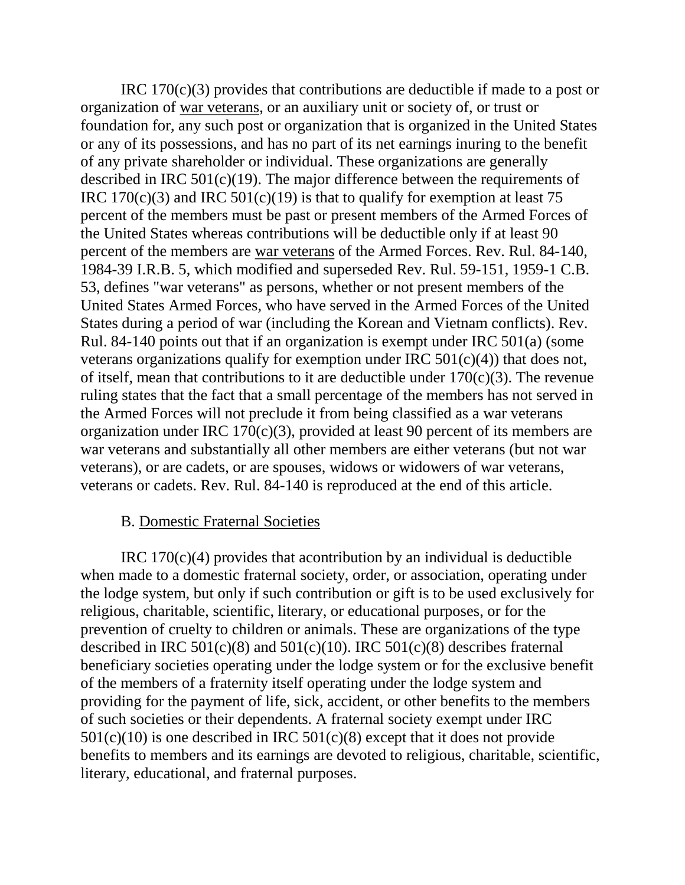IRC 170(c)(3) provides that contributions are deductible if made to a post or organization of war veterans, or an auxiliary unit or society of, or trust or foundation for, any such post or organization that is organized in the United States or any of its possessions, and has no part of its net earnings inuring to the benefit of any private shareholder or individual. These organizations are generally described in IRC 501(c)(19). The major difference between the requirements of IRC 170(c)(3) and IRC 501(c)(19) is that to qualify for exemption at least 75 percent of the members must be past or present members of the Armed Forces of the United States whereas contributions will be deductible only if at least 90 percent of the members are war veterans of the Armed Forces. Rev. Rul. 84-140, 1984-39 I.R.B. 5, which modified and superseded Rev. Rul. 59-151, 1959-1 C.B. 53, defines "war veterans" as persons, whether or not present members of the United States Armed Forces, who have served in the Armed Forces of the United States during a period of war (including the Korean and Vietnam conflicts). Rev. Rul. 84-140 points out that if an organization is exempt under IRC 501(a) (some veterans organizations qualify for exemption under IRC 501(c)(4)) that does not, of itself, mean that contributions to it are deductible under 170(c)(3). The revenue ruling states that the fact that a small percentage of the members has not served in the Armed Forces will not preclude it from being classified as a war veterans organization under IRC 170(c)(3), provided at least 90 percent of its members are war veterans and substantially all other members are either veterans (but not war veterans), or are cadets, or are spouses, widows or widowers of war veterans, veterans or cadets. Rev. Rul. 84-140 is reproduced at the end of this article.

### B. Domestic Fraternal Societies

IRC 170(c)(4) provides that acontribution by an individual is deductible when made to a domestic fraternal society, order, or association, operating under the lodge system, but only if such contribution or gift is to be used exclusively for religious, charitable, scientific, literary, or educational purposes, or for the prevention of cruelty to children or animals. These are organizations of the type described in IRC 501(c)(8) and 501(c)(10). IRC 501(c)(8) describes fraternal beneficiary societies operating under the lodge system or for the exclusive benefit of the members of a fraternity itself operating under the lodge system and providing for the payment of life, sick, accident, or other benefits to the members of such societies or their dependents. A fraternal society exempt under IRC 501(c)(10) is one described in IRC 501(c)(8) except that it does not provide benefits to members and its earnings are devoted to religious, charitable, scientific, literary, educational, and fraternal purposes.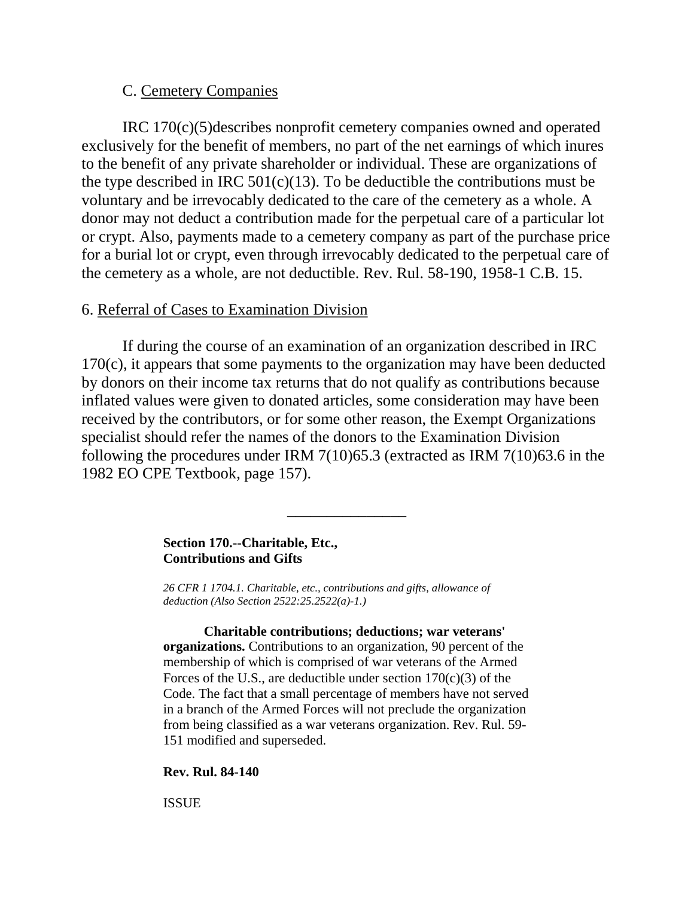C. Cemetery Companies

IRC 170(c)(5)describes nonprofit cemetery companies owned and operated exclusively for the benefit of members, no part of the net earnings of which inures to the benefit of any private shareholder or individual. These are organizations of the type described in IRC 501(c)(13). To be deductible the contributions must be voluntary and be irrevocably dedicated to the care of the cemetery as a whole. A donor may not deduct a contribution made for the perpetual care of a particular lot or crypt. Also, payments made to a cemetery company as part of the purchase price for a burial lot or crypt, even through irrevocably dedicated to the perpetual care of the cemetery as a whole, are not deductible. Rev. Rul. 58-190, 1958-1 C.B. 15.

6. Referral of Cases to Examination Division

If during the course of an examination of an organization described in IRC 170(c), it appears that some payments to the organization may have been deducted by donors on their income tax returns that do not qualify as contributions because inflated values were given to donated articles, some consideration may have been received by the contributors, or for some other reason, the Exempt Organizations specialist should refer the names of the donors to the Examination Division following the procedures under IRM 7(10)65.3 (extracted as IRM 7(10)63.6 in the 1982 EO CPE Textbook, page 157).

---

**Section 170.--Charitable, Etc., Contributions and Gifts**

*26 CFR 1 1704.1. Charitable, etc., contributions and gifts, allowance of deduction (Also Section 2522:25.2522(a)-1.)*

**Charitable contributions; deductions; war veterans' organizations.** Contributions to an organization, 90 percent of the membership of which is comprised of war veterans of the Armed Forces of the U.S., are deductible under section 170(c)(3) of the Code. The fact that a small percentage of members have not served in a branch of the Armed Forces will not preclude the organization from being classified as a war veterans organization. Rev. Rul. 59-151 modified and superseded.

**Rev. Rul. 84-140**

ISSUE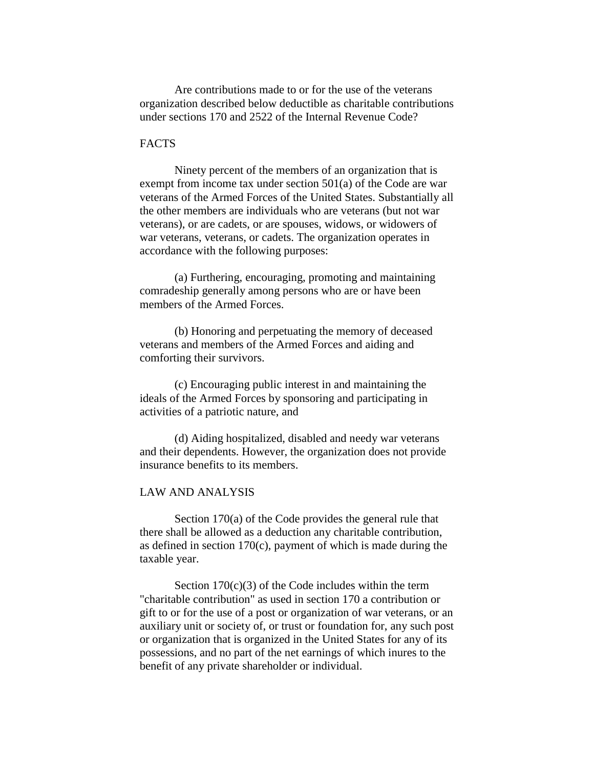Are contributions made to or for the use of the veterans organization described below deductible as charitable contributions under sections 170 and 2522 of the Internal Revenue Code?

## FACTS

Ninety percent of the members of an organization that is exempt from income tax under section 501(a) of the Code are war veterans of the Armed Forces of the United States. Substantially all the other members are individuals who are veterans (but not war veterans), or are cadets, or are spouses, widows, or widowers of war veterans, veterans, or cadets. The organization operates in accordance with the following purposes:

(a) Furthering, encouraging, promoting and maintaining comradeship generally among persons who are or have been members of the Armed Forces.

(b) Honoring and perpetuating the memory of deceased veterans and members of the Armed Forces and aiding and comforting their survivors.

(c) Encouraging public interest in and maintaining the ideals of the Armed Forces by sponsoring and participating in activities of a patriotic nature, and

(d) Aiding hospitalized, disabled and needy war veterans and their dependents. However, the organization does not provide insurance benefits to its members.

## LAW AND ANALYSIS

Section 170(a) of the Code provides the general rule that there shall be allowed as a deduction any charitable contribution, as defined in section 170(c), payment of which is made during the taxable year.

Section 170(c)(3) of the Code includes within the term "charitable contribution" as used in section 170 a contribution or gift to or for the use of a post or organization of war veterans, or an auxiliary unit or society of, or trust or foundation for, any such post or organization that is organized in the United States for any of its possessions, and no part of the net earnings of which inures to the benefit of any private shareholder or individual.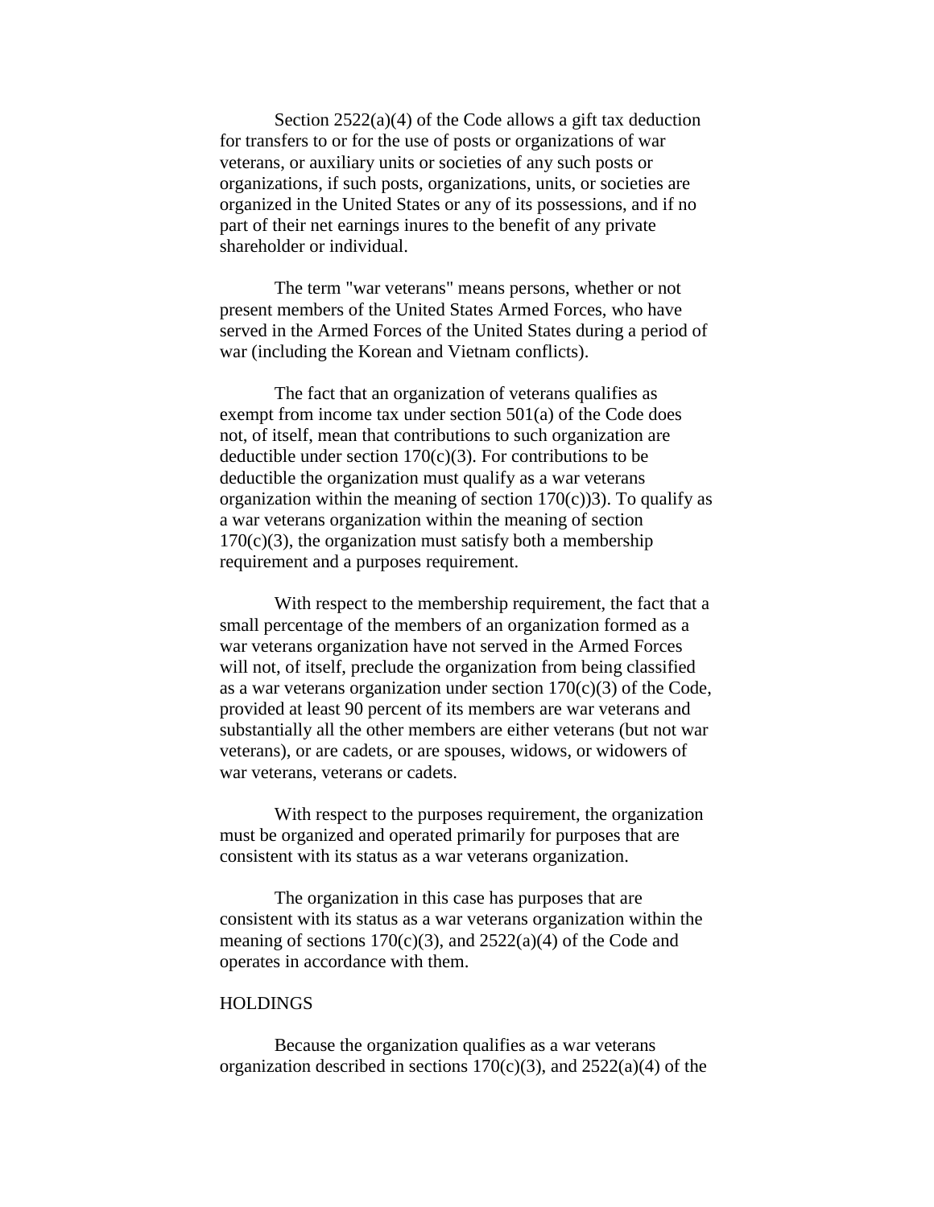Section 2522(a)(4) of the Code allows a gift tax deduction for transfers to or for the use of posts or organizations of war veterans, or auxiliary units or societies of any such posts or organizations, if such posts, organizations, units, or societies are organized in the United States or any of its possessions, and if no part of their net earnings inures to the benefit of any private shareholder or individual.

The term "war veterans" means persons, whether or not present members of the United States Armed Forces, who have served in the Armed Forces of the United States during a period of war (including the Korean and Vietnam conflicts).

The fact that an organization of veterans qualifies as exempt from income tax under section 501(a) of the Code does not, of itself, mean that contributions to such organization are deductible under section 170(c)(3). For contributions to be deductible the organization must qualify as a war veterans organization within the meaning of section 170(c))3). To qualify as a war veterans organization within the meaning of section 170(c)(3), the organization must satisfy both a membership requirement and a purposes requirement.

With respect to the membership requirement, the fact that a small percentage of the members of an organization formed as a war veterans organization have not served in the Armed Forces will not, of itself, preclude the organization from being classified as a war veterans organization under section 170(c)(3) of the Code, provided at least 90 percent of its members are war veterans and substantially all the other members are either veterans (but not war veterans), or are cadets, or are spouses, widows, or widowers of war veterans, veterans or cadets.

With respect to the purposes requirement, the organization must be organized and operated primarily for purposes that are consistent with its status as a war veterans organization.

The organization in this case has purposes that are consistent with its status as a war veterans organization within the meaning of sections 170(c)(3), and 2522(a)(4) of the Code and operates in accordance with them.

HOLDINGS

Because the organization qualifies as a war veterans organization described in sections 170(c)(3), and 2522(a)(4) of the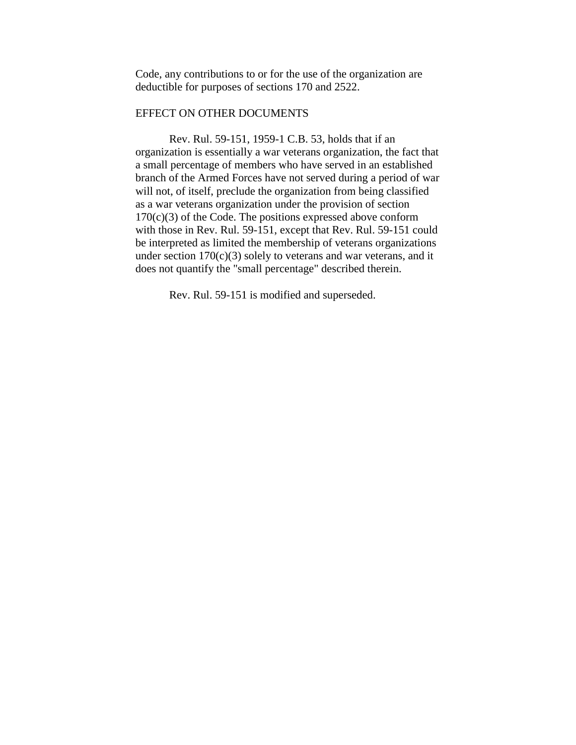Code, any contributions to or for the use of the organization are deductible for purposes of sections 170 and 2522.

## EFFECT ON OTHER DOCUMENTS

Rev. Rul. 59-151, 1959-1 C.B. 53, holds that if an organization is essentially a war veterans organization, the fact that a small percentage of members who have served in an established branch of the Armed Forces have not served during a period of war will not, of itself, preclude the organization from being classified as a war veterans organization under the provision of section 170(c)(3) of the Code. The positions expressed above conform with those in Rev. Rul. 59-151, except that Rev. Rul. 59-151 could be interpreted as limited the membership of veterans organizations under section 170(c)(3) solely to veterans and war veterans, and it does not quantify the "small percentage" described therein.

Rev. Rul. 59-151 is modified and superseded.